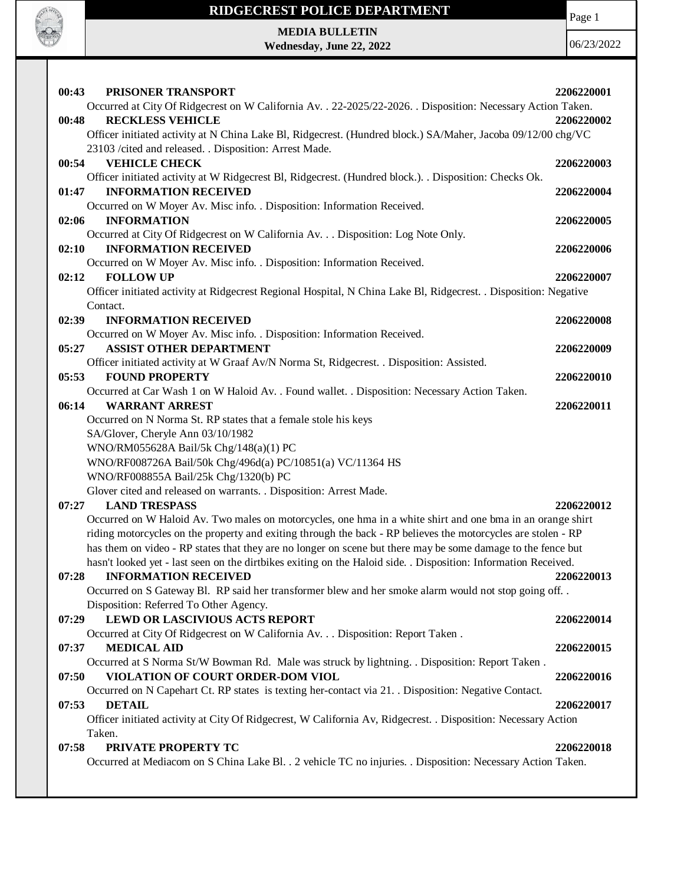# RIDGECREST POLICE DEPARTMENT

**MEDIA BULLETIN**
**Wednesday, June 22, 2022**

06/23/2022

**00:43 PRISONER TRANSPORT** **2206220001**
Occurred at City Of Ridgecrest on W California Av. . 22-2025/22-2026. . Disposition: Necessary Action Taken.

**00:48 RECKLESS VEHICLE** **2206220002**
Officer initiated activity at N China Lake Bl, Ridgecrest. (Hundred block.) SA/Maher, Jacoba 09/12/00 chg/VC 23103 /cited and released. . Disposition: Arrest Made.

**00:54 VEHICLE CHECK** **2206220003**
Officer initiated activity at W Ridgecrest Bl, Ridgecrest. (Hundred block.). . Disposition: Checks Ok.

**01:47 INFORMATION RECEIVED** **2206220004**
Occurred on W Moyer Av. Misc info. . Disposition: Information Received.

**02:06 INFORMATION** **2206220005**
Occurred at City Of Ridgecrest on W California Av. . . Disposition: Log Note Only.

**02:10 INFORMATION RECEIVED** **2206220006**
Occurred on W Moyer Av. Misc info. . Disposition: Information Received.

**02:12 FOLLOW UP** **2206220007**
Officer initiated activity at Ridgecrest Regional Hospital, N China Lake Bl, Ridgecrest. . Disposition: Negative Contact.

**02:39 INFORMATION RECEIVED** **2206220008**
Occurred on W Moyer Av. Misc info. . Disposition: Information Received.

**05:27 ASSIST OTHER DEPARTMENT** **2206220009**
Officer initiated activity at W Graaf Av/N Norma St, Ridgecrest. . Disposition: Assisted.

**05:53 FOUND PROPERTY** **2206220010**
Occurred at Car Wash 1 on W Haloid Av. . Found wallet. . Disposition: Necessary Action Taken.

**06:14 WARRANT ARREST** **2206220011**
Occurred on N Norma St. RP states that a female stole his keys
SA/Glover, Cheryle Ann 03/10/1982
WNO/RM055628A Bail/5k Chg/148(a)(1) PC
WNO/RF008726A Bail/50k Chg/496d(a) PC/10851(a) VC/11364 HS
WNO/RF008855A Bail/25k Chg/1320(b) PC
Glover cited and released on warrants. . Disposition: Arrest Made.

**07:27 LAND TRESPASS** **2206220012**
Occurred on W Haloid Av. Two males on motorcycles, one hma in a white shirt and one bma in an orange shirt riding motorcycles on the property and exiting through the back - RP believes the motorcycles are stolen - RP has them on video - RP states that they are no longer on scene but there may be some damage to the fence but hasn't looked yet - last seen on the dirtbikes exiting on the Haloid side. . Disposition: Information Received.

**07:28 INFORMATION RECEIVED** **2206220013**
Occurred on S Gateway Bl. RP said her transformer blew and her smoke alarm would not stop going off. . Disposition: Referred To Other Agency.

**07:29 LEWD OR LASCIVIOUS ACTS REPORT** **2206220014**
Occurred at City Of Ridgecrest on W California Av. . . Disposition: Report Taken .

**07:37 MEDICAL AID** **2206220015**
Occurred at S Norma St/W Bowman Rd. Male was struck by lightning. . Disposition: Report Taken .

**07:50 VIOLATION OF COURT ORDER-DOM VIOL** **2206220016**
Occurred on N Capehart Ct. RP states is texting her-contact via 21. . Disposition: Negative Contact.

**07:53 DETAIL** **2206220017**
Officer initiated activity at City Of Ridgecrest, W California Av, Ridgecrest. . Disposition: Necessary Action Taken.

**07:58 PRIVATE PROPERTY TC** **2206220018**
Occurred at Mediacom on S China Lake Bl. . 2 vehicle TC no injuries. . Disposition: Necessary Action Taken.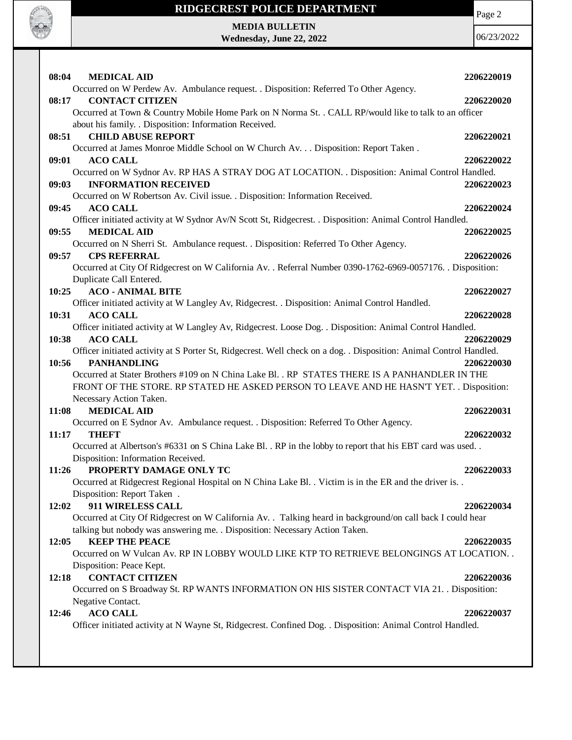**08:04 MEDICAL AID 2206220019**
Occurred on W Perdew Av. Ambulance request. . Disposition: Referred To Other Agency.

**08:17 CONTACT CITIZEN 2206220020**
Occurred at Town & Country Mobile Home Park on N Norma St. . CALL RP/would like to talk to an officer about his family. . Disposition: Information Received.

**08:51 CHILD ABUSE REPORT 2206220021**
Occurred at James Monroe Middle School on W Church Av. . . Disposition: Report Taken .

**09:01 ACO CALL 2206220022**
Occurred on W Sydnor Av. RP HAS A STRAY DOG AT LOCATION. . Disposition: Animal Control Handled.

**09:03 INFORMATION RECEIVED 2206220023**
Occurred on W Robertson Av. Civil issue. . Disposition: Information Received.

**09:45 ACO CALL 2206220024**
Officer initiated activity at W Sydnor Av/N Scott St, Ridgecrest. . Disposition: Animal Control Handled.

**09:55 MEDICAL AID 2206220025**
Occurred on N Sherri St. Ambulance request. . Disposition: Referred To Other Agency.

**09:57 CPS REFERRAL 2206220026**
Occurred at City Of Ridgecrest on W California Av. . Referral Number 0390-1762-6969-0057176. . Disposition: Duplicate Call Entered.

**10:25 ACO - ANIMAL BITE 2206220027**
Officer initiated activity at W Langley Av, Ridgecrest. . Disposition: Animal Control Handled.

**10:31 ACO CALL 2206220028**
Officer initiated activity at W Langley Av, Ridgecrest. Loose Dog. . Disposition: Animal Control Handled.

**10:38 ACO CALL 2206220029**
Officer initiated activity at S Porter St, Ridgecrest. Well check on a dog. . Disposition: Animal Control Handled.

**10:56 PANHANDLING 2206220030**
Occurred at Stater Brothers #109 on N China Lake Bl. . RP STATES THERE IS A PANHANDLER IN THE FRONT OF THE STORE. RP STATED HE ASKED PERSON TO LEAVE AND HE HASN'T YET. . Disposition: Necessary Action Taken.

**11:08 MEDICAL AID 2206220031**
Occurred on E Sydnor Av. Ambulance request. . Disposition: Referred To Other Agency.

**11:17 THEFT 2206220032**
Occurred at Albertson's #6331 on S China Lake Bl. . RP in the lobby to report that his EBT card was used. . Disposition: Information Received.

**11:26 PROPERTY DAMAGE ONLY TC 2206220033**
Occurred at Ridgecrest Regional Hospital on N China Lake Bl. . Victim is in the ER and the driver is. . Disposition: Report Taken .

**12:02 911 WIRELESS CALL 2206220034**
Occurred at City Of Ridgecrest on W California Av. . Talking heard in background/on call back I could hear talking but nobody was answering me. . Disposition: Necessary Action Taken.

**12:05 KEEP THE PEACE 2206220035**
Occurred on W Vulcan Av. RP IN LOBBY WOULD LIKE KTP TO RETRIEVE BELONGINGS AT LOCATION. . Disposition: Peace Kept.

**12:18 CONTACT CITIZEN 2206220036**
Occurred on S Broadway St. RP WANTS INFORMATION ON HIS SISTER CONTACT VIA 21. . Disposition: Negative Contact.

**12:46 ACO CALL 2206220037**
Officer initiated activity at N Wayne St, Ridgecrest. Confined Dog. . Disposition: Animal Control Handled.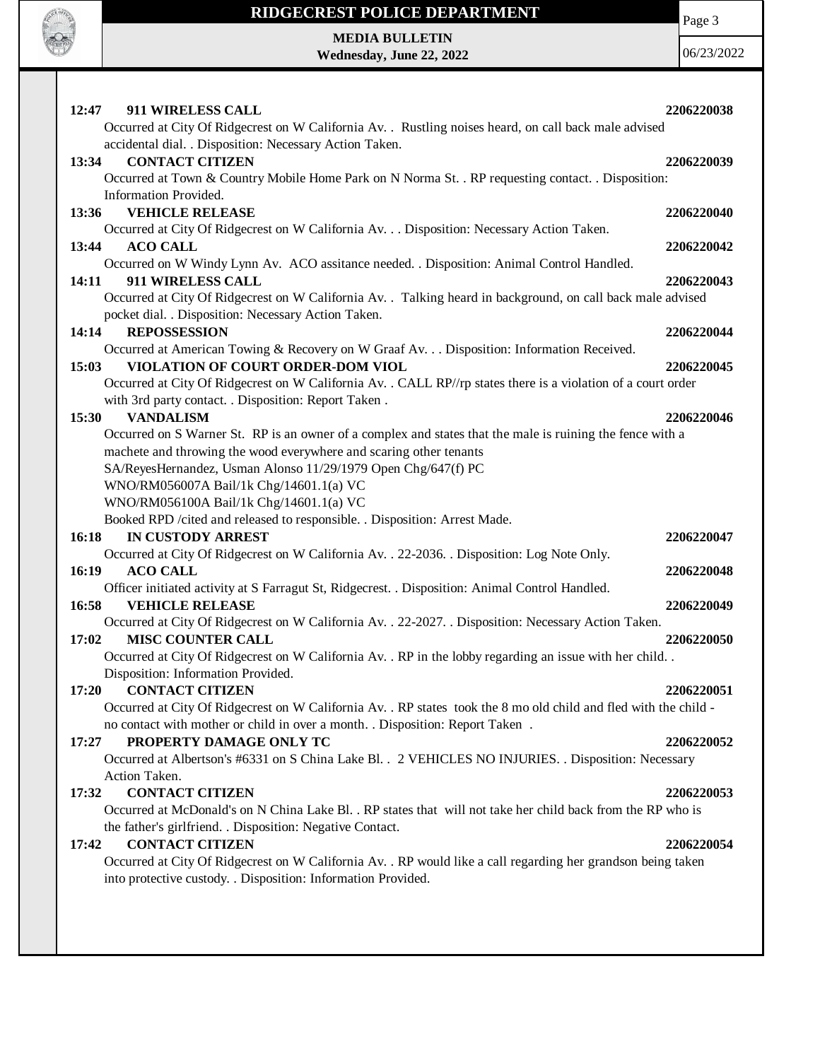**12:47 911 WIRELESS CALL** 2206220038

Occurred at City Of Ridgecrest on W California Av. . Rustling noises heard, on call back male advised accidental dial. . Disposition: Necessary Action Taken.

**13:34 CONTACT CITIZEN** 2206220039

Occurred at Town & Country Mobile Home Park on N Norma St. . RP requesting contact. . Disposition: Information Provided.

**13:36 VEHICLE RELEASE** 2206220040

Occurred at City Of Ridgecrest on W California Av. . . Disposition: Necessary Action Taken.

**13:44 ACO CALL** 2206220042

Occurred on W Windy Lynn Av. ACO assitance needed. . Disposition: Animal Control Handled.

**14:11 911 WIRELESS CALL** 2206220043

Occurred at City Of Ridgecrest on W California Av. . Talking heard in background, on call back male advised pocket dial. . Disposition: Necessary Action Taken.

**14:14 REPOSSESSION** 2206220044

Occurred at American Towing & Recovery on W Graaf Av. . . Disposition: Information Received.

**15:03 VIOLATION OF COURT ORDER-DOM VIOL** 2206220045

Occurred at City Of Ridgecrest on W California Av. . CALL RP//rp states there is a violation of a court order with 3rd party contact. . Disposition: Report Taken .

**15:30 VANDALISM** 2206220046

Occurred on S Warner St. RP is an owner of a complex and states that the male is ruining the fence with a machete and throwing the wood everywhere and scaring other tenants
SA/ReyesHernandez, Usman Alonso 11/29/1979 Open Chg/647(f) PC
WNO/RM056007A Bail/1k Chg/14601.1(a) VC
WNO/RM056100A Bail/1k Chg/14601.1(a) VC
Booked RPD /cited and released to responsible. . Disposition: Arrest Made.

**16:18 IN CUSTODY ARREST** 2206220047

Occurred at City Of Ridgecrest on W California Av. . 22-2036. . Disposition: Log Note Only.

**16:19 ACO CALL** 2206220048

Officer initiated activity at S Farragut St, Ridgecrest. . Disposition: Animal Control Handled.

**16:58 VEHICLE RELEASE** 2206220049

Occurred at City Of Ridgecrest on W California Av. . 22-2027. . Disposition: Necessary Action Taken.

**17:02 MISC COUNTER CALL** 2206220050

Occurred at City Of Ridgecrest on W California Av. . RP in the lobby regarding an issue with her child. . Disposition: Information Provided.

**17:20 CONTACT CITIZEN** 2206220051

Occurred at City Of Ridgecrest on W California Av. . RP states took the 8 mo old child and fled with the child - no contact with mother or child in over a month. . Disposition: Report Taken .

**17:27 PROPERTY DAMAGE ONLY TC** 2206220052

Occurred at Albertson's #6331 on S China Lake Bl. . 2 VEHICLES NO INJURIES. . Disposition: Necessary Action Taken.

**17:32 CONTACT CITIZEN** 2206220053

Occurred at McDonald's on N China Lake Bl. . RP states that will not take her child back from the RP who is the father's girlfriend. . Disposition: Negative Contact.

**17:42 CONTACT CITIZEN** 2206220054

Occurred at City Of Ridgecrest on W California Av. . RP would like a call regarding her grandson being taken into protective custody. . Disposition: Information Provided.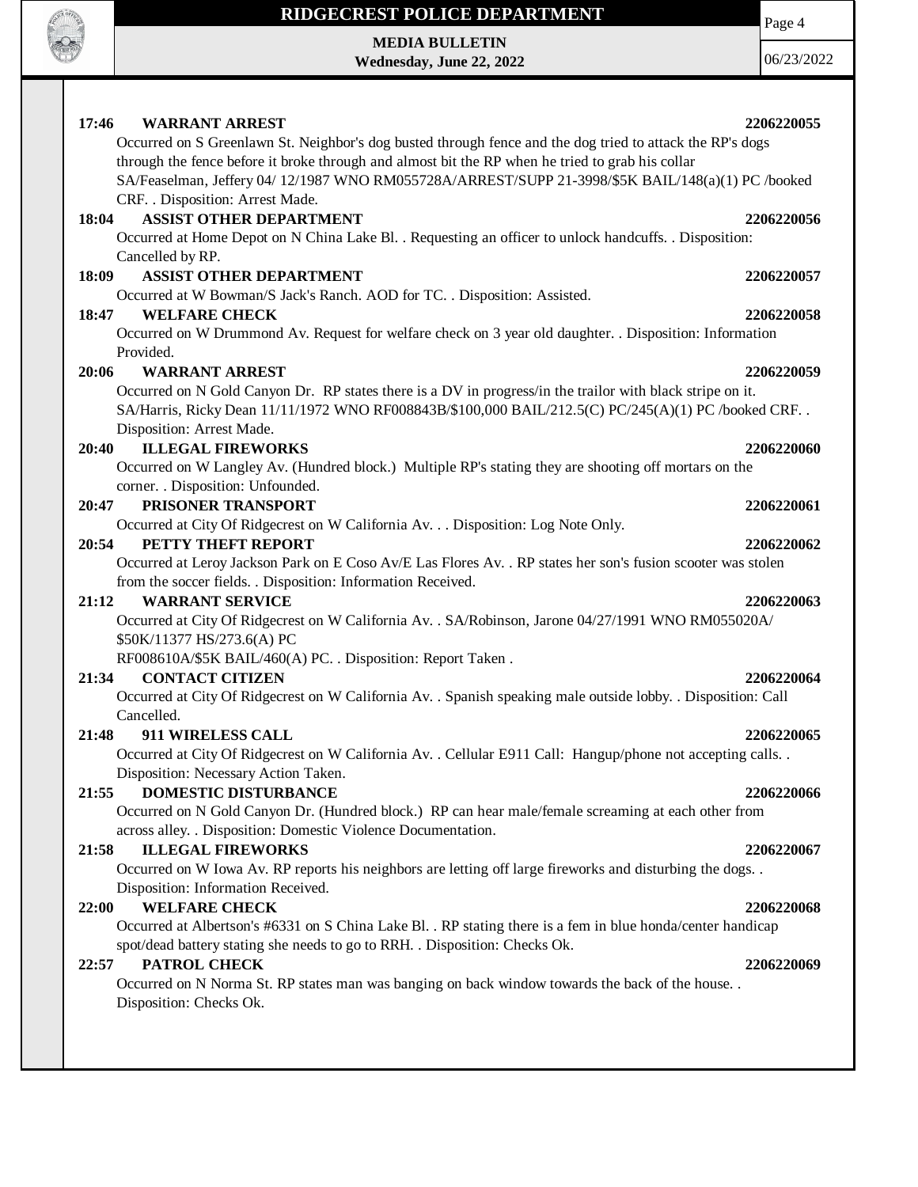**17:46 WARRANT ARREST** **2206220055**

Occurred on S Greenlawn St. Neighbor's dog busted through fence and the dog tried to attack the RP's dogs through the fence before it broke through and almost bit the RP when he tried to grab his collar SA/Feaselman, Jeffery 04/ 12/1987 WNO RM055728A/ARREST/SUPP 21-3998/$5K BAIL/148(a)(1) PC /booked CRF. . Disposition: Arrest Made.

**18:04 ASSIST OTHER DEPARTMENT** **2206220056**

Occurred at Home Depot on N China Lake Bl. . Requesting an officer to unlock handcuffs. . Disposition: Cancelled by RP.

**18:09 ASSIST OTHER DEPARTMENT** **2206220057**

Occurred at W Bowman/S Jack's Ranch. AOD for TC. . Disposition: Assisted.

**18:47 WELFARE CHECK** **2206220058**

Occurred on W Drummond Av. Request for welfare check on 3 year old daughter. . Disposition: Information Provided.

**20:06 WARRANT ARREST** **2206220059**

Occurred on N Gold Canyon Dr. RP states there is a DV in progress/in the trailor with black stripe on it. SA/Harris, Ricky Dean 11/11/1972 WNO RF008843B/$100,000 BAIL/212.5(C) PC/245(A)(1) PC /booked CRF. . Disposition: Arrest Made.

**20:40 ILLEGAL FIREWORKS** **2206220060**

Occurred on W Langley Av. (Hundred block.) Multiple RP's stating they are shooting off mortars on the corner. . Disposition: Unfounded.

**20:47 PRISONER TRANSPORT** **2206220061**

Occurred at City Of Ridgecrest on W California Av. . . Disposition: Log Note Only.

**20:54 PETTY THEFT REPORT** **2206220062**

Occurred at Leroy Jackson Park on E Coso Av/E Las Flores Av. . RP states her son's fusion scooter was stolen from the soccer fields. . Disposition: Information Received.

**21:12 WARRANT SERVICE** **2206220063**

Occurred at City Of Ridgecrest on W California Av. . SA/Robinson, Jarone 04/27/1991 WNO RM055020A/ $50K/11377 HS/273.6(A) PC
RF008610A/$5K BAIL/460(A) PC. . Disposition: Report Taken .

**21:34 CONTACT CITIZEN** **2206220064**

Occurred at City Of Ridgecrest on W California Av. . Spanish speaking male outside lobby. . Disposition: Call Cancelled.

**21:48 911 WIRELESS CALL** **2206220065**

Occurred at City Of Ridgecrest on W California Av. . Cellular E911 Call: Hangup/phone not accepting calls. . Disposition: Necessary Action Taken.

**21:55 DOMESTIC DISTURBANCE** **2206220066**

Occurred on N Gold Canyon Dr. (Hundred block.) RP can hear male/female screaming at each other from across alley. . Disposition: Domestic Violence Documentation.

**21:58 ILLEGAL FIREWORKS** **2206220067**

Occurred on W Iowa Av. RP reports his neighbors are letting off large fireworks and disturbing the dogs. . Disposition: Information Received.

**22:00 WELFARE CHECK** **2206220068**

Occurred at Albertson's #6331 on S China Lake Bl. . RP stating there is a fem in blue honda/center handicap spot/dead battery stating she needs to go to RRH. . Disposition: Checks Ok.

**22:57 PATROL CHECK** **2206220069**

Occurred on N Norma St. RP states man was banging on back window towards the back of the house. . Disposition: Checks Ok.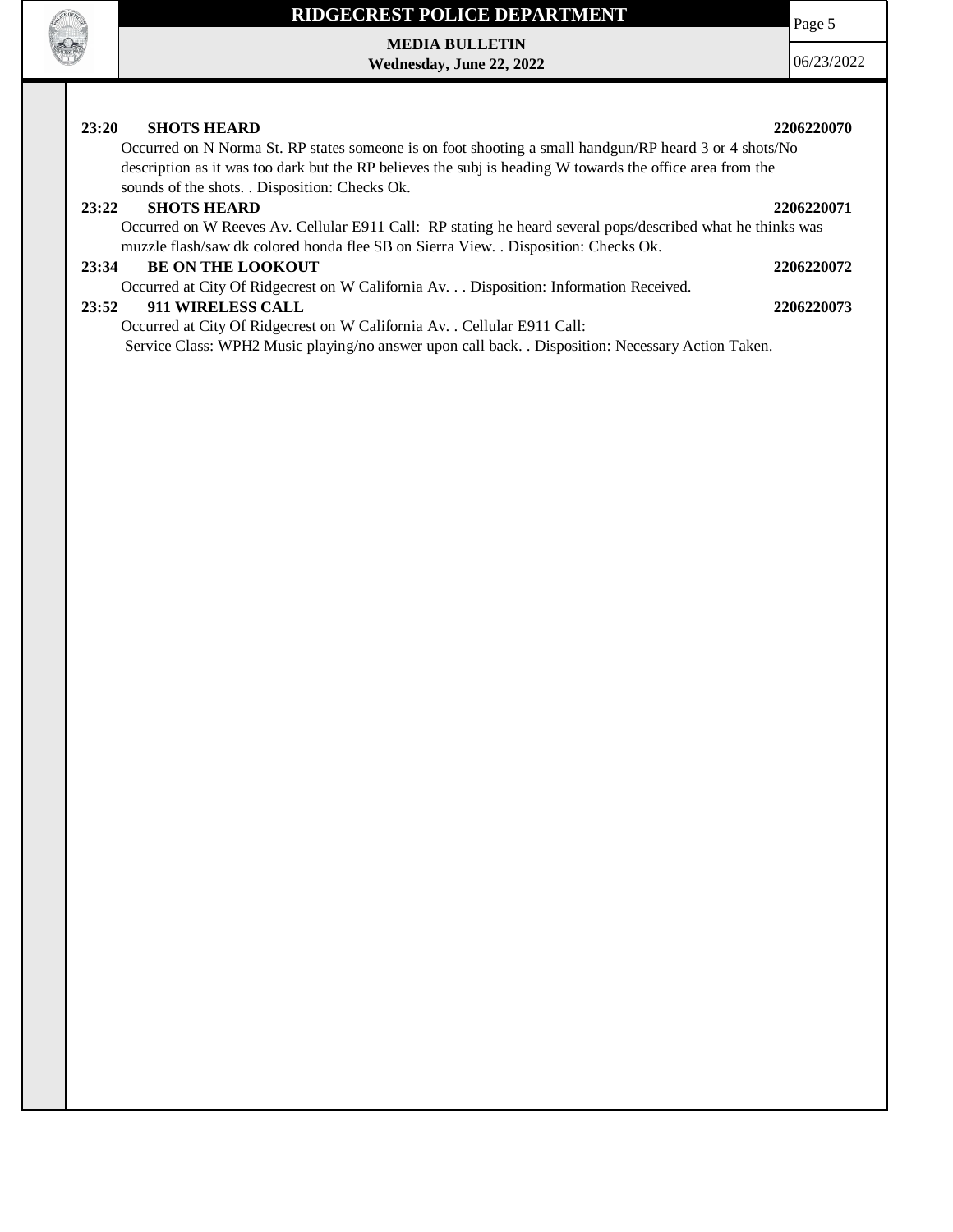**23:20 SHOTS HEARD** **2206220070**

Occurred on N Norma St. RP states someone is on foot shooting a small handgun/RP heard 3 or 4 shots/No description as it was too dark but the RP believes the subj is heading W towards the office area from the sounds of the shots. . Disposition: Checks Ok.

**23:22 SHOTS HEARD** **2206220071**

Occurred on W Reeves Av. Cellular E911 Call: RP stating he heard several pops/described what he thinks was muzzle flash/saw dk colored honda flee SB on Sierra View. . Disposition: Checks Ok.

**23:34 BE ON THE LOOKOUT** **2206220072**

Occurred at City Of Ridgecrest on W California Av. . . Disposition: Information Received.

**23:52 911 WIRELESS CALL** **2206220073**

Occurred at City Of Ridgecrest on W California Av. . Cellular E911 Call:
Service Class: WPH2 Music playing/no answer upon call back. . Disposition: Necessary Action Taken.